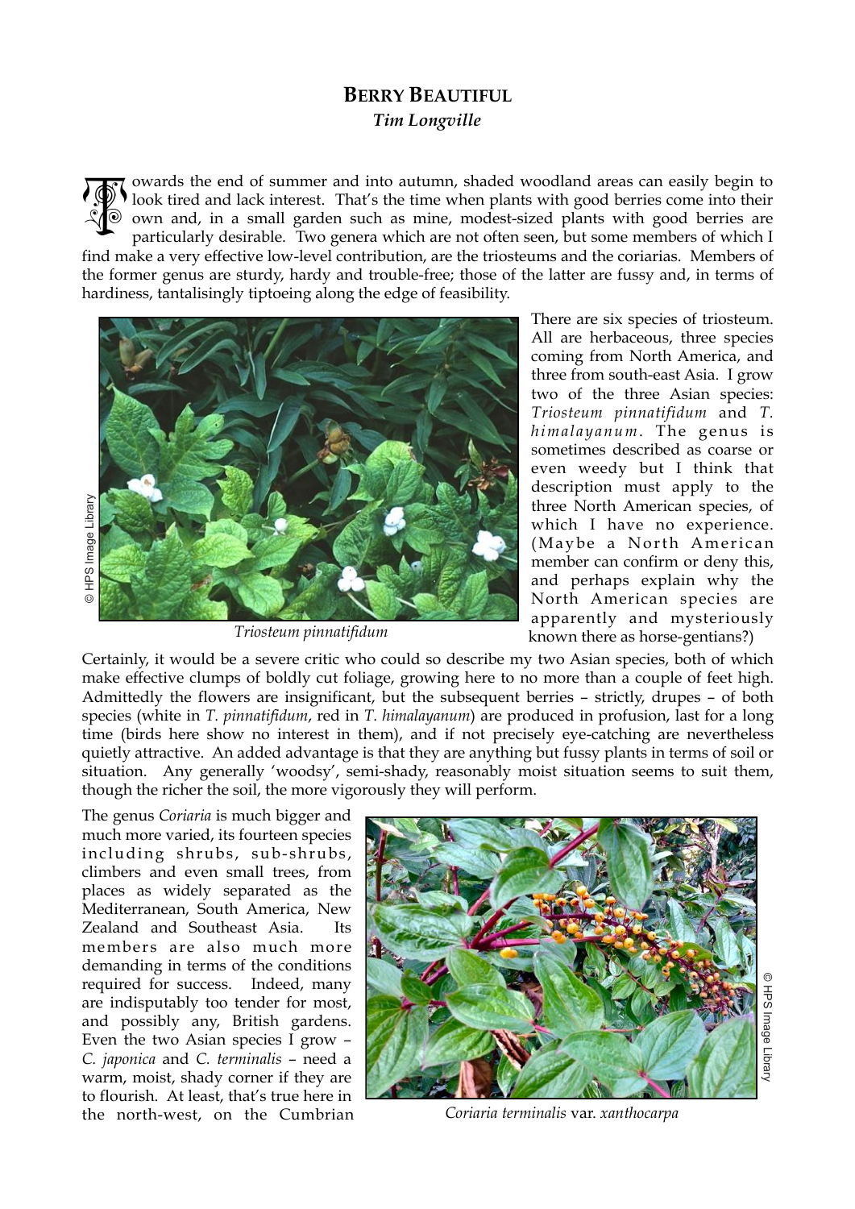# BERRY BEAUTIFUL

***Tim Longville***

Towards the end of summer and into autumn, shaded woodland areas can easily begin to look tired and lack interest. That's the time when plants with good berries come into their own and, in a small garden such as mine, modest-sized plants with good berries are particularly desirable. Two genera which are not often seen, but some members of which I find make a very effective low-level contribution, are the triosteums and the coriarias. Members of the former genus are sturdy, hardy and trouble-free; those of the latter are fussy and, in terms of hardiness, tantalisingly tiptoeing along the edge of feasibility.

*Triosteum pinnatifidum*

© HPS Image Library

There are six species of triosteum. All are herbaceous, three species coming from North America, and three from south-east Asia. I grow two of the three Asian species: *Triosteum pinnatifidum* and *T. himalayanum*. The genus is sometimes described as coarse or even weedy but I think that description must apply to the three North American species, of which I have no experience. (Maybe a North American member can confirm or deny this, and perhaps explain why the North American species are apparently and mysteriously known there as horse-gentians?)

Certainly, it would be a severe critic who could so describe my two Asian species, both of which make effective clumps of boldly cut foliage, growing here to no more than a couple of feet high. Admittedly the flowers are insignificant, but the subsequent berries – strictly, drupes – of both species (white in *T. pinnatifidum*, red in *T. himalayanum*) are produced in profusion, last for a long time (birds here show no interest in them), and if not precisely eye-catching are nevertheless quietly attractive. An added advantage is that they are anything but fussy plants in terms of soil or situation. Any generally 'woodsy', semi-shady, reasonably moist situation seems to suit them, though the richer the soil, the more vigorously they will perform.

The genus *Coriaria* is much bigger and much more varied, its fourteen species including shrubs, sub-shrubs, climbers and even small trees, from places as widely separated as the Mediterranean, South America, New Zealand and Southeast Asia. Its members are also much more demanding in terms of the conditions required for success. Indeed, many are indisputably too tender for most, and possibly any, British gardens. Even the two Asian species I grow – *C. japonica* and *C. terminalis* – need a warm, moist, shady corner if they are to flourish. At least, that's true here in the north-west, on the Cumbrian

*Coriaria terminalis* var. *xanthocarpa*

© HPS Image Library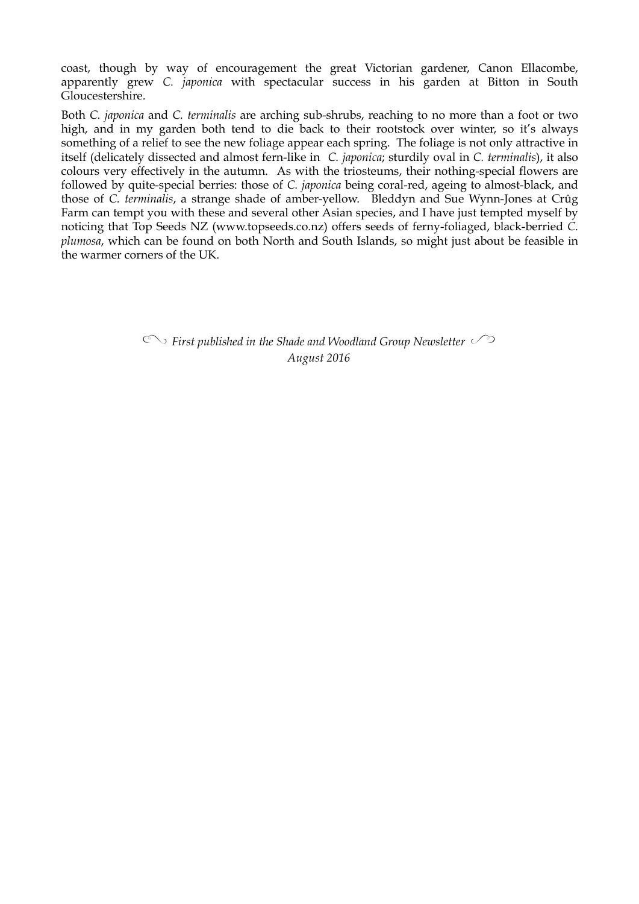coast, though by way of encouragement the great Victorian gardener, Canon Ellacombe, apparently grew *C. japonica* with spectacular success in his garden at Bitton in South Gloucestershire.

Both *C. japonica* and *C. terminalis* are arching sub-shrubs, reaching to no more than a foot or two high, and in my garden both tend to die back to their rootstock over winter, so it's always something of a relief to see the new foliage appear each spring. The foliage is not only attractive in itself (delicately dissected and almost fern-like in *C. japonica*; sturdily oval in *C. terminalis*), it also colours very effectively in the autumn. As with the triosteums, their nothing-special flowers are followed by quite-special berries: those of *C. japonica* being coral-red, ageing to almost-black, and those of *C. terminalis*, a strange shade of amber-yellow. Bleddyn and Sue Wynn-Jones at Crûg Farm can tempt you with these and several other Asian species, and I have just tempted myself by noticing that Top Seeds NZ (www.topseeds.co.nz) offers seeds of ferny-foliaged, black-berried *C. plumosa*, which can be found on both North and South Islands, so might just about be feasible in the warmer corners of the UK.

*First published in the Shade and Woodland Group Newsletter*
*August 2016*